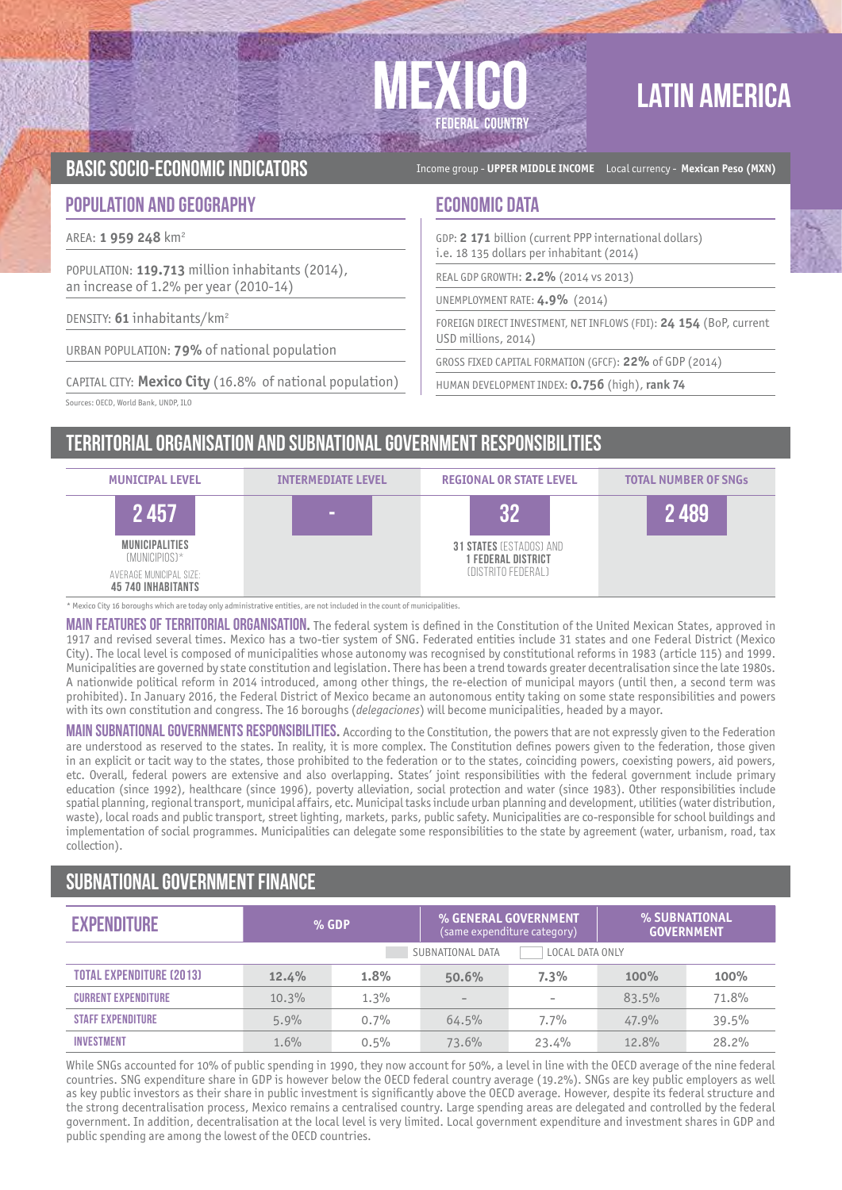# MEXICO

FEDERAL COUNTRY

# LATIN AMERICA

## BASIC SOCIO-ECONOMIC INDICATORS

Income group - **UPPER MIDDLE INCOME** Local currency - **Mexican Peso (MXN)**

### POPULATION AND GEOGRAPHY

AREA: **1 959 248** km²

POPULATION: **119.713** million inhabitants (2014), an increase of 1.2% per year (2010-14)

DENSITY: **61** inhabitants/km²

URBAN POPULATION: **79%** of national population

CAPITAL CITY: **Mexico City** (16.8% of national population)

Sources: OECD, World Bank, UNDP, ILO

### ECONOMIC DATA

GDP: **2 171** billion (current PPP international dollars) i.e. 18 135 dollars per inhabitant (2014)

REAL GDP GROWTH: **2.2%** (2014 vs 2013)

UNEMPLOYMENT RATE: **4.9%** (2014)

FOREIGN DIRECT INVESTMENT, NET INFLOWS (FDI): **24 154** (BoP, current USD millions, 2014)

GROSS FIXED CAPITAL FORMATION (GFCF): **22%** of GDP (2014)

HUMAN DEVELOPMENT INDEX: **0.756** (high), **rank 74**

## TERRITORIAL ORGANISATION AND SUBNATIONAL GOVERNMENT RESPONSIBILITIES

| MUNICIPAL LEVEL | INTERMEDIATE LEVEL | REGIONAL OR STATE LEVEL | TOTAL NUMBER OF SNGs |
|---|---|---|---|
| **2 457** | - | **32** | **2 489** |
| **MUNICIPALITIES** (MUNICIPIOS)* <br> AVERAGE MUNICIPAL SIZE: **45 740 INHABITANTS** | | **31 STATES** (ESTADOS) AND **1 FEDERAL DISTRICT** (DISTRITO FEDERAL) | |

* Mexico City 16 boroughs which are today only administrative entities, are not included in the count of municipalities.

**MAIN FEATURES OF TERRITORIAL ORGANISATION.** The federal system is defined in the Constitution of the United Mexican States, approved in 1917 and revised several times. Mexico has a two-tier system of SNG. Federated entities include 31 states and one Federal District (Mexico City). The local level is composed of municipalities whose autonomy was recognised by constitutional reforms in 1983 (article 115) and 1999. Municipalities are governed by state constitution and legislation. There has been a trend towards greater decentralisation since the late 1980s. A nationwide political reform in 2014 introduced, among other things, the re-election of municipal mayors (until then, a second term was prohibited). In January 2016, the Federal District of Mexico became an autonomous entity taking on some state responsibilities and powers with its own constitution and congress. The 16 boroughs (*delegaciones*) will become municipalities, headed by a mayor.

**MAIN SUBNATIONAL GOVERNMENTS RESPONSIBILITIES.** According to the Constitution, the powers that are not expressly given to the Federation are understood as reserved to the states. In reality, it is more complex. The Constitution defines powers given to the federation, those given in an explicit or tacit way to the states, those prohibited to the federation or to the states, coinciding powers, coexisting powers, aid powers, etc. Overall, federal powers are extensive and also overlapping. States' joint responsibilities with the federal government include primary education (since 1992), healthcare (since 1996), poverty alleviation, social protection and water (since 1983). Other responsibilities include spatial planning, regional transport, municipal affairs, etc. Municipal tasks include urban planning and development, utilities (water distribution, waste), local roads and public transport, street lighting, markets, parks, public safety. Municipalities are co-responsible for school buildings and implementation of social programmes. Municipalities can delegate some responsibilities to the state by agreement (water, urbanism, road, tax collection).

## SUBNATIONAL GOVERNMENT FINANCE

| EXPENDITURE | % GDP | | % GENERAL GOVERNMENT (same expenditure category) | | % SUBNATIONAL GOVERNMENT | |
|---|---|---|---|---|---|---|
| | SUBNATIONAL DATA | LOCAL DATA ONLY | SUBNATIONAL DATA | LOCAL DATA ONLY | SUBNATIONAL DATA | LOCAL DATA ONLY |
| TOTAL EXPENDITURE (2013) | 12.4% | 1.8% | 50.6% | 7.3% | 100% | 100% |
| CURRENT EXPENDITURE | 10.3% | 1.3% | - | - | 83.5% | 71.8% |
| STAFF EXPENDITURE | 5.9% | 0.7% | 64.5% | 7.7% | 47.9% | 39.5% |
| INVESTMENT | 1.6% | 0.5% | 73.6% | 23.4% | 12.8% | 28.2% |

While SNGs accounted for 10% of public spending in 1990, they now account for 50%, a level in line with the OECD average of the nine federal countries. SNG expenditure share in GDP is however below the OECD federal country average (19.2%). SNGs are key public employers as well as key public investors as their share in public investment is significantly above the OECD average. However, despite its federal structure and the strong decentralisation process, Mexico remains a centralised country. Large spending areas are delegated and controlled by the federal government. In addition, decentralisation at the local level is very limited. Local government expenditure and investment shares in GDP and public spending are among the lowest of the OECD countries.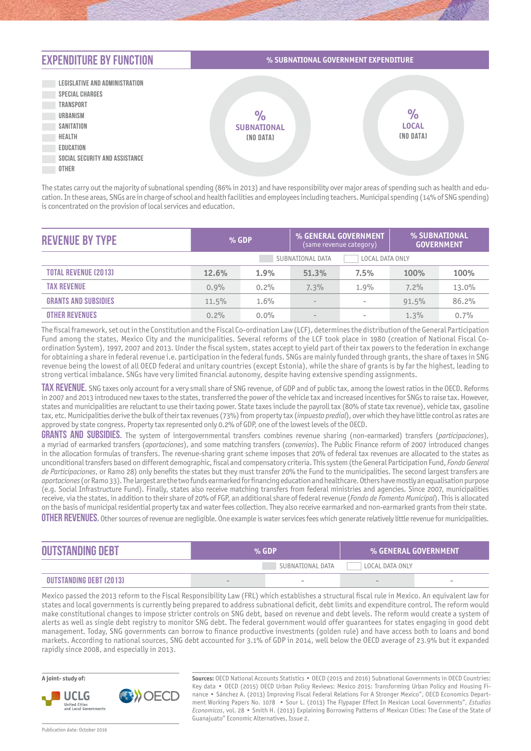## EXPENDITURE BY FUNCTION

% SUBNATIONAL GOVERNMENT EXPENDITURE

- LEGISLATIVE AND ADMINISTRATION
- SPECIAL CHARGES
- TRANSPORT
- URBANISM
- SANITATION
- HEALTH
- EDUCATION
- SOCIAL SECURITY AND ASSISTANCE
- OTHER

%
SUBNATIONAL
(NO DATA)

%
LOCAL
(NO DATA)

The states carry out the majority of subnational spending (86% in 2013) and have responsibility over major areas of spending such as health and education. In these areas, SNGs are in charge of school and health facilities and employees including teachers. Municipal spending (14% of SNG spending) is concentrated on the provision of local services and education.

## REVENUE BY TYPE

| | % GDP | | % GENERAL GOVERNMENT (same revenue category) | | % SUBNATIONAL GOVERNMENT | |
|---|---|---|---|---|---|---|
| | SUBNATIONAL DATA | LOCAL DATA ONLY | SUBNATIONAL DATA | LOCAL DATA ONLY | SUBNATIONAL DATA | LOCAL DATA ONLY |
| TOTAL REVENUE (2013) | 12.6% | 1.9% | 51.3% | 7.5% | 100% | 100% |
| TAX REVENUE | 0.9% | 0.2% | 7.3% | 1.9% | 7.2% | 13.0% |
| GRANTS AND SUBSIDIES | 11.5% | 1.6% | - | - | 91.5% | 86.2% |
| OTHER REVENUES | 0.2% | 0.0% | - | - | 1.3% | 0.7% |

The fiscal framework, set out in the Constitution and the Fiscal Co-ordination Law (LCF), determines the distribution of the General Participation Fund among the states, Mexico City and the municipalities. Several reforms of the LCF took place in 1980 (creation of National Fiscal Co-ordination System), 1997, 2007 and 2013. Under the fiscal system, states accept to yield part of their tax powers to the federation in exchange for obtaining a share in federal revenue i.e. participation in the federal funds. SNGs are mainly funded through grants, the share of taxes in SNG revenue being the lowest of all OECD federal and unitary countries (except Estonia), while the share of grants is by far the highest, leading to strong vertical imbalance. SNGs have very limited financial autonomy, despite having extensive spending assignments.

**TAX REVENUE.** SNG taxes only account for a very small share of SNG revenue, of GDP and of public tax, among the lowest ratios in the OECD. Reforms in 2007 and 2013 introduced new taxes to the states, transferred the power of the vehicle tax and increased incentives for SNGs to raise tax. However, states and municipalities are reluctant to use their taxing power. State taxes include the payroll tax (80% of state tax revenue), vehicle tax, gasoline tax, etc. Municipalities derive the bulk of their tax revenues (73%) from property tax (*impuesto predial*), over which they have little control as rates are approved by state congress. Property tax represented only 0.2% of GDP, one of the lowest levels of the OECD.

**GRANTS AND SUBSIDIES.** The system of intergovernmental transfers combines revenue sharing (non-earmarked) transfers (*participaciones*), a myriad of earmarked transfers (*aportaciones*), and some matching transfers (*convenios*). The Public Finance reform of 2007 introduced changes in the allocation formulas of transfers. The revenue-sharing grant scheme imposes that 20% of federal tax revenues are allocated to the states as unconditional transfers based on different demographic, fiscal and compensatory criteria. This system (the General Participation Fund, *Fondo General de Participaciones*, or Ramo 28) only benefits the states but they must transfer 20% the Fund to the municipalities. The second largest transfers are *aportaciones* (or Ramo 33). The largest are the two funds earmarked for financing education and healthcare. Others have mostly an equalisation purpose (e.g. Social Infrastructure Fund). Finally, states also receive matching transfers from federal ministries and agencies. Since 2007, municipalities receive, via the states, in addition to their share of 20% of FGP, an additional share of federal revenue (*Fondo de Fomento Municipal*). This is allocated on the basis of municipal residential property tax and water fees collection. They also receive earmarked and non-earmarked grants from their state.

**OTHER REVENUES.** Other sources of revenue are negligible. One example is water services fees which generate relatively little revenue for municipalities.

## OUTSTANDING DEBT

| | % GDP | | % GENERAL GOVERNMENT | |
|---|---|---|---|---|
| | SUBNATIONAL DATA | LOCAL DATA ONLY | SUBNATIONAL DATA | LOCAL DATA ONLY |
| OUTSTANDING DEBT (2013) | - | - | - | - |

Mexico passed the 2013 reform to the Fiscal Responsibility Law (FRL) which establishes a structural fiscal rule in Mexico. An equivalent law for states and local governments is currently being prepared to address subnational deficit, debt limits and expenditure control. The reform would make constitutional changes to impose stricter controls on SNG debt, based on revenue and debt levels. The reform would create a system of alerts as well as single debt registry to monitor SNG debt. The federal government would offer guarantees for states engaging in good debt management. Today, SNG governments can borrow to finance productive investments (golden rule) and have access both to loans and bond markets. According to national sources, SNG debt accounted for 3.1% of GDP in 2014, well below the OECD average of 23.9% but it expanded rapidly since 2008, and especially in 2013.

A joint- study of: UCLG United Cities and Local Governments, OECD

**Sources:** OECD National Accounts Statistics • OECD (2015 and 2016) Subnational Governments in OECD Countries: Key data • OECD (2015) OECD Urban Policy Reviews: Mexico 2015: Transforming Urban Policy and Housing Finance • Sánchez A. (2013) Improving Fiscal Federal Relations For A Stronger Mexico", OECD Economics Department Working Papers No. 1078 • Sour L. (2013) The Flypaper Effect In Mexican Local Governments", *Estudios Economicos*, vol. 28 • Smith H. (2013) Explaining Borrowing Patterns of Mexican Cities: The Case of the State of Guanajuato" Economic Alternatives, Issue 2.

Publication date: October 2016